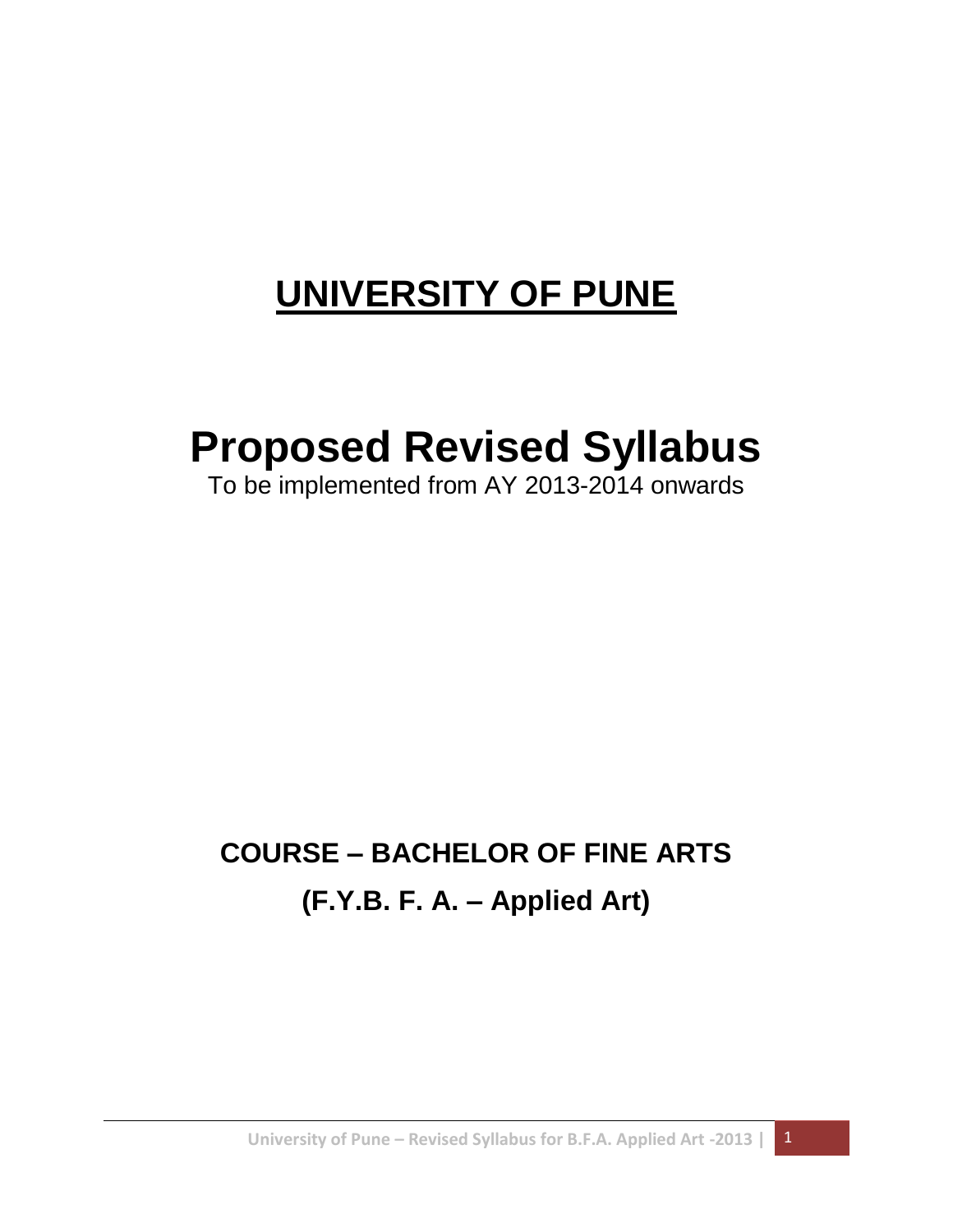# UNIVERSITY OF PUNE

# Proposed Revised Syllabus

To be implemented from AY 2013-2014 onwards

## COURSE – BACHELOR OF FINE ARTS

## (F.Y.B. F. A. – Applied Art)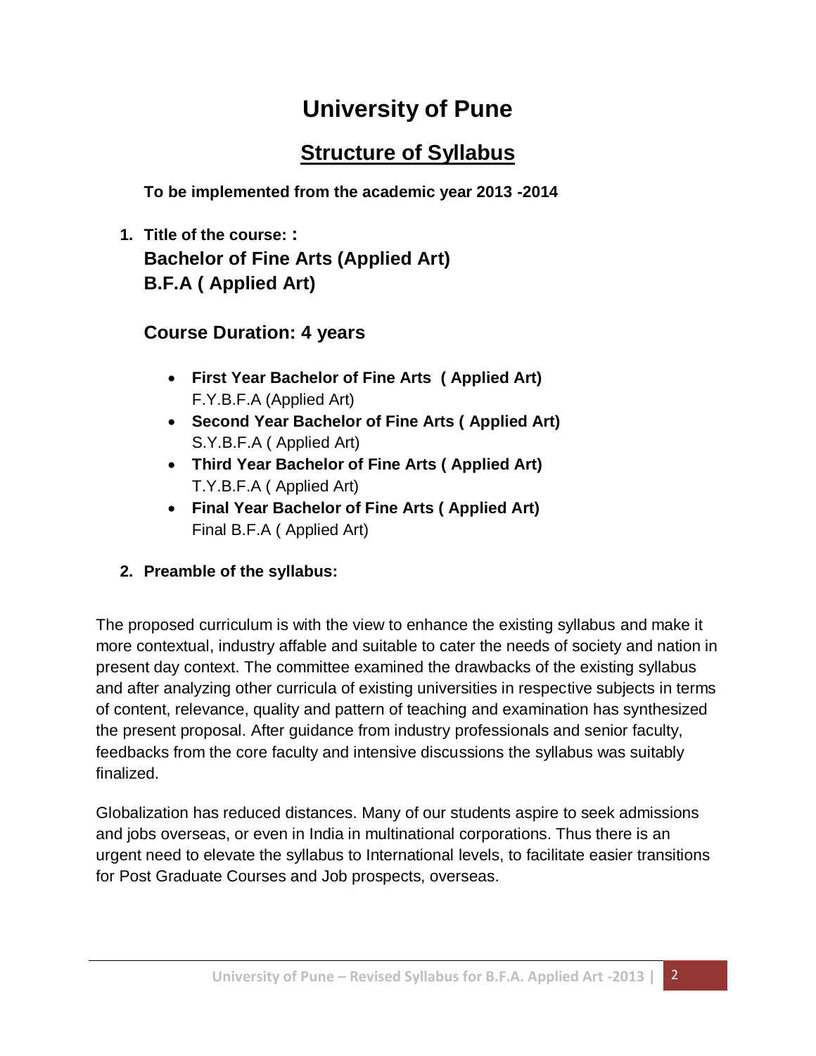# University of Pune

## Structure of Syllabus

**To be implemented from the academic year 2013 -2014**

1. **Title of the course: :**
   **Bachelor of Fine Arts (Applied Art)**
   **B.F.A ( Applied Art)**

   **Course Duration: 4 years**

   - **First Year Bachelor of Fine Arts ( Applied Art)**
     F.Y.B.F.A (Applied Art)
   - **Second Year Bachelor of Fine Arts ( Applied Art)**
     S.Y.B.F.A ( Applied Art)
   - **Third Year Bachelor of Fine Arts ( Applied Art)**
     T.Y.B.F.A ( Applied Art)
   - **Final Year Bachelor of Fine Arts ( Applied Art)**
     Final B.F.A ( Applied Art)

2. **Preamble of the syllabus:**

The proposed curriculum is with the view to enhance the existing syllabus and make it more contextual, industry affable and suitable to cater the needs of society and nation in present day context. The committee examined the drawbacks of the existing syllabus and after analyzing other curricula of existing universities in respective subjects in terms of content, relevance, quality and pattern of teaching and examination has synthesized the present proposal. After guidance from industry professionals and senior faculty, feedbacks from the core faculty and intensive discussions the syllabus was suitably finalized.

Globalization has reduced distances. Many of our students aspire to seek admissions and jobs overseas, or even in India in multinational corporations. Thus there is an urgent need to elevate the syllabus to International levels, to facilitate easier transitions for Post Graduate Courses and Job prospects, overseas.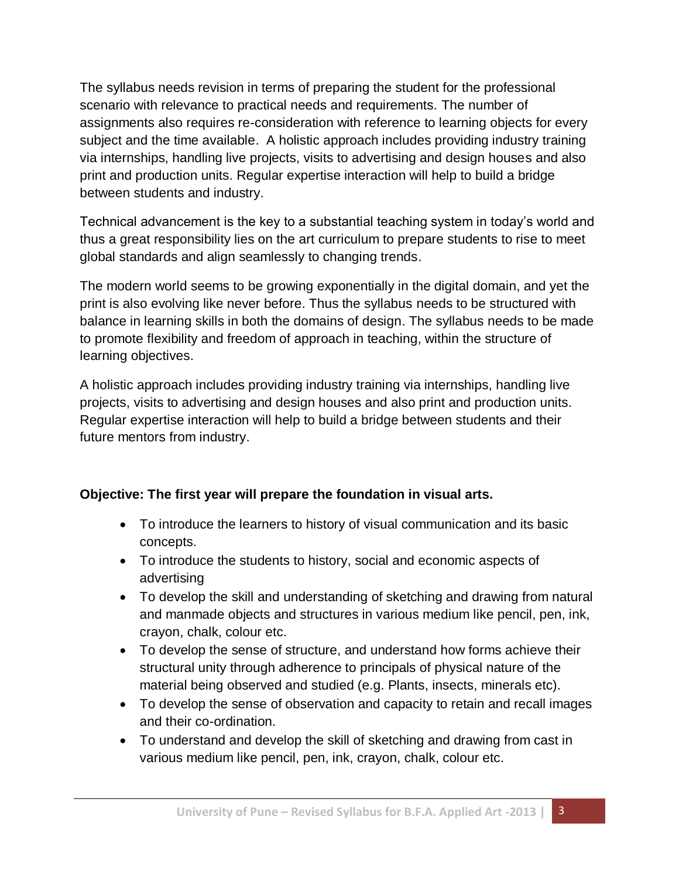The syllabus needs revision in terms of preparing the student for the professional scenario with relevance to practical needs and requirements. The number of assignments also requires re-consideration with reference to learning objects for every subject and the time available. A holistic approach includes providing industry training via internships, handling live projects, visits to advertising and design houses and also print and production units. Regular expertise interaction will help to build a bridge between students and industry.

Technical advancement is the key to a substantial teaching system in today's world and thus a great responsibility lies on the art curriculum to prepare students to rise to meet global standards and align seamlessly to changing trends.

The modern world seems to be growing exponentially in the digital domain, and yet the print is also evolving like never before. Thus the syllabus needs to be structured with balance in learning skills in both the domains of design. The syllabus needs to be made to promote flexibility and freedom of approach in teaching, within the structure of learning objectives.

A holistic approach includes providing industry training via internships, handling live projects, visits to advertising and design houses and also print and production units. Regular expertise interaction will help to build a bridge between students and their future mentors from industry.

**Objective: The first year will prepare the foundation in visual arts.**

- To introduce the learners to history of visual communication and its basic concepts.
- To introduce the students to history, social and economic aspects of advertising
- To develop the skill and understanding of sketching and drawing from natural and manmade objects and structures in various medium like pencil, pen, ink, crayon, chalk, colour etc.
- To develop the sense of structure, and understand how forms achieve their structural unity through adherence to principals of physical nature of the material being observed and studied (e.g. Plants, insects, minerals etc).
- To develop the sense of observation and capacity to retain and recall images and their co-ordination.
- To understand and develop the skill of sketching and drawing from cast in various medium like pencil, pen, ink, crayon, chalk, colour etc.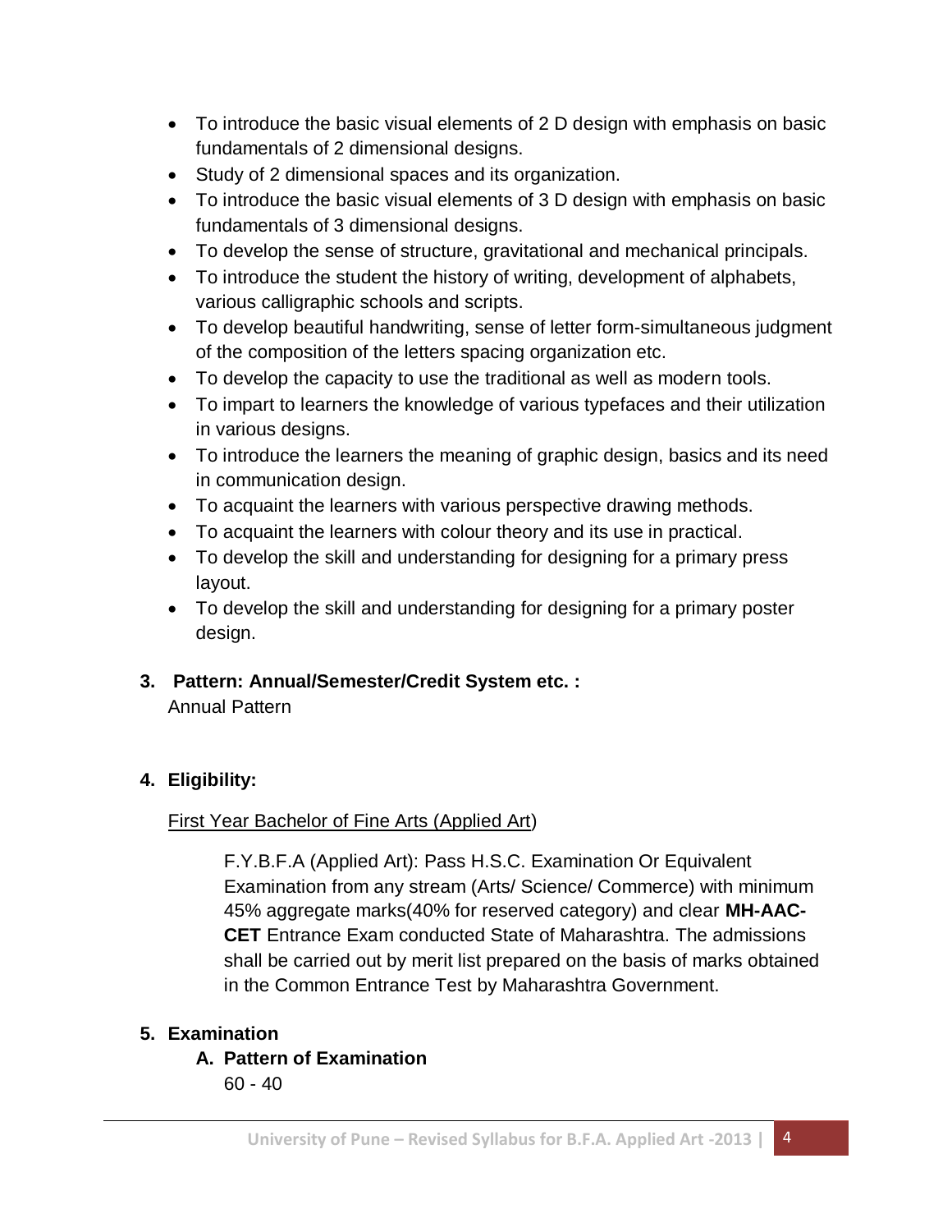- To introduce the basic visual elements of 2 D design with emphasis on basic fundamentals of 2 dimensional designs.
- Study of 2 dimensional spaces and its organization.
- To introduce the basic visual elements of 3 D design with emphasis on basic fundamentals of 3 dimensional designs.
- To develop the sense of structure, gravitational and mechanical principals.
- To introduce the student the history of writing, development of alphabets, various calligraphic schools and scripts.
- To develop beautiful handwriting, sense of letter form-simultaneous judgment of the composition of the letters spacing organization etc.
- To develop the capacity to use the traditional as well as modern tools.
- To impart to learners the knowledge of various typefaces and their utilization in various designs.
- To introduce the learners the meaning of graphic design, basics and its need in communication design.
- To acquaint the learners with various perspective drawing methods.
- To acquaint the learners with colour theory and its use in practical.
- To develop the skill and understanding for designing for a primary press layout.
- To develop the skill and understanding for designing for a primary poster design.

**3. Pattern: Annual/Semester/Credit System etc. :**

Annual Pattern

**4. Eligibility:**

First Year Bachelor of Fine Arts (Applied Art)

F.Y.B.F.A (Applied Art): Pass H.S.C. Examination Or Equivalent Examination from any stream (Arts/ Science/ Commerce) with minimum 45% aggregate marks(40% for reserved category) and clear **MH-AAC-CET** Entrance Exam conducted State of Maharashtra. The admissions shall be carried out by merit list prepared on the basis of marks obtained in the Common Entrance Test by Maharashtra Government.

**5. Examination**

**A. Pattern of Examination**

60 - 40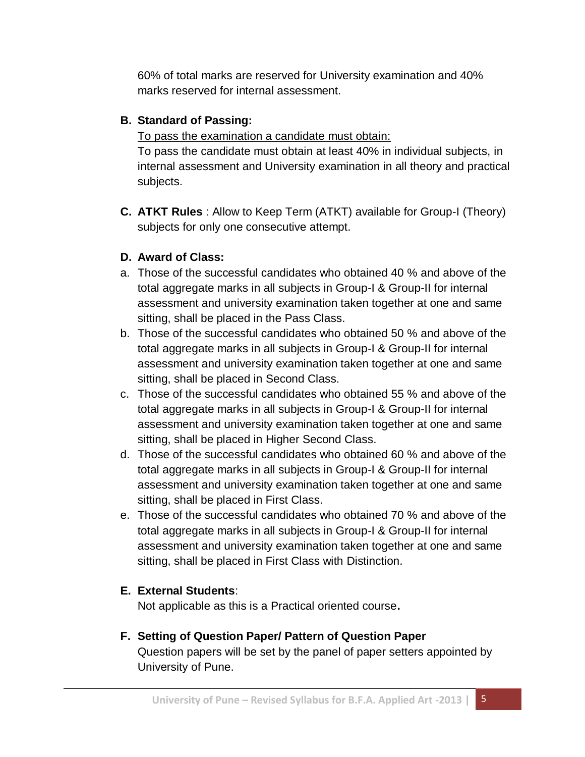60% of total marks are reserved for University examination and 40% marks reserved for internal assessment.

**B. Standard of Passing:**

<u>To pass the examination a candidate must obtain:</u>

To pass the candidate must obtain at least 40% in individual subjects, in internal assessment and University examination in all theory and practical subjects.

**C. ATKT Rules** : Allow to Keep Term (ATKT) available for Group-I (Theory) subjects for only one consecutive attempt.

**D. Award of Class:**

a. Those of the successful candidates who obtained 40 % and above of the total aggregate marks in all subjects in Group-I & Group-II for internal assessment and university examination taken together at one and same sitting, shall be placed in the Pass Class.
b. Those of the successful candidates who obtained 50 % and above of the total aggregate marks in all subjects in Group-I & Group-II for internal assessment and university examination taken together at one and same sitting, shall be placed in Second Class.
c. Those of the successful candidates who obtained 55 % and above of the total aggregate marks in all subjects in Group-I & Group-II for internal assessment and university examination taken together at one and same sitting, shall be placed in Higher Second Class.
d. Those of the successful candidates who obtained 60 % and above of the total aggregate marks in all subjects in Group-I & Group-II for internal assessment and university examination taken together at one and same sitting, shall be placed in First Class.
e. Those of the successful candidates who obtained 70 % and above of the total aggregate marks in all subjects in Group-I & Group-II for internal assessment and university examination taken together at one and same sitting, shall be placed in First Class with Distinction.

**E. External Students**:

Not applicable as this is a Practical oriented course**.**

**F. Setting of Question Paper/ Pattern of Question Paper**

Question papers will be set by the panel of paper setters appointed by University of Pune.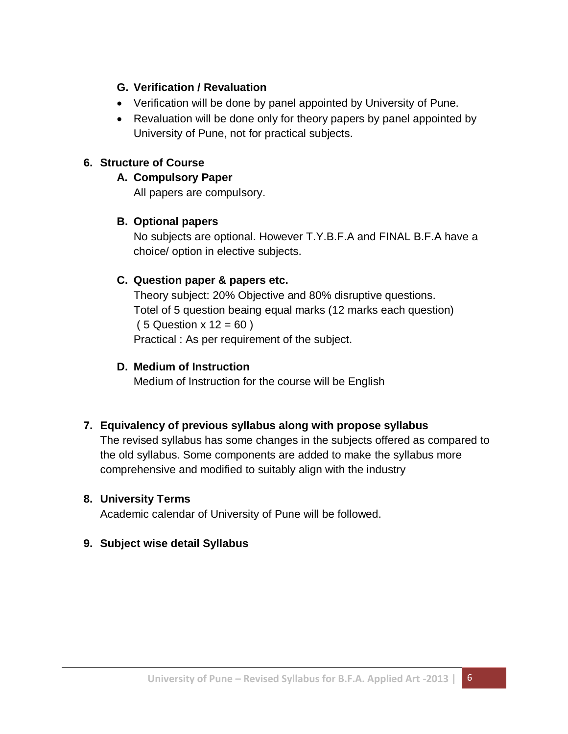### G. Verification / Revaluation

- Verification will be done by panel appointed by University of Pune.
- Revaluation will be done only for theory papers by panel appointed by University of Pune, not for practical subjects.

## 6. Structure of Course

### A. Compulsory Paper

All papers are compulsory.

### B. Optional papers

No subjects are optional. However T.Y.B.F.A and FINAL B.F.A have a choice/ option in elective subjects.

### C. Question paper & papers etc.

Theory subject: 20% Objective and 80% disruptive questions.
Totel of 5 question beaing equal marks (12 marks each question)
( 5 Question x 12 = 60 )
Practical : As per requirement of the subject.

### D. Medium of Instruction

Medium of Instruction for the course will be English

## 7. Equivalency of previous syllabus along with propose syllabus

The revised syllabus has some changes in the subjects offered as compared to the old syllabus. Some components are added to make the syllabus more comprehensive and modified to suitably align with the industry

## 8. University Terms

Academic calendar of University of Pune will be followed.

## 9. Subject wise detail Syllabus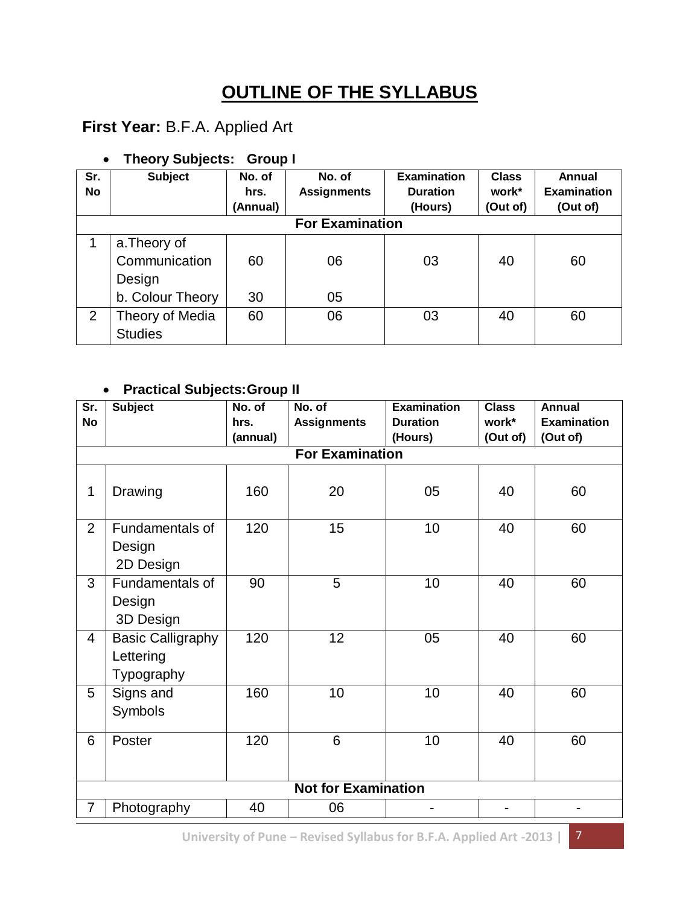# OUTLINE OF THE SYLLABUS

**First Year:** B.F.A. Applied Art

- **Theory Subjects: Group I**

| Sr. No | Subject | No. of hrs. (Annual) | No. of Assignments | Examination Duration (Hours) | Class work* (Out of) | Annual Examination (Out of) |
|---|---|---|---|---|---|---|
| **For Examination** | | | | | | |
| 1 | a.Theory of Communication Design | 60 | 06 | 03 | 40 | 60 |
| | b. Colour Theory | 30 | 05 | | | |
| 2 | Theory of Media Studies | 60 | 06 | 03 | 40 | 60 |

- **Practical Subjects:Group II**

| Sr. No | Subject | No. of hrs. (annual) | No. of Assignments | Examination Duration (Hours) | Class work* (Out of) | Annual Examination (Out of) |
|---|---|---|---|---|---|---|
| **For Examination** | | | | | | |
| 1 | Drawing | 160 | 20 | 05 | 40 | 60 |
| 2 | Fundamentals of Design 2D Design | 120 | 15 | 10 | 40 | 60 |
| 3 | Fundamentals of Design 3D Design | 90 | 5 | 10 | 40 | 60 |
| 4 | Basic Calligraphy Lettering Typography | 120 | 12 | 05 | 40 | 60 |
| 5 | Signs and Symbols | 160 | 10 | 10 | 40 | 60 |
| 6 | Poster | 120 | 6 | 10 | 40 | 60 |
| **Not for Examination** | | | | | | |
| 7 | Photography | 40 | 06 | - | - | - |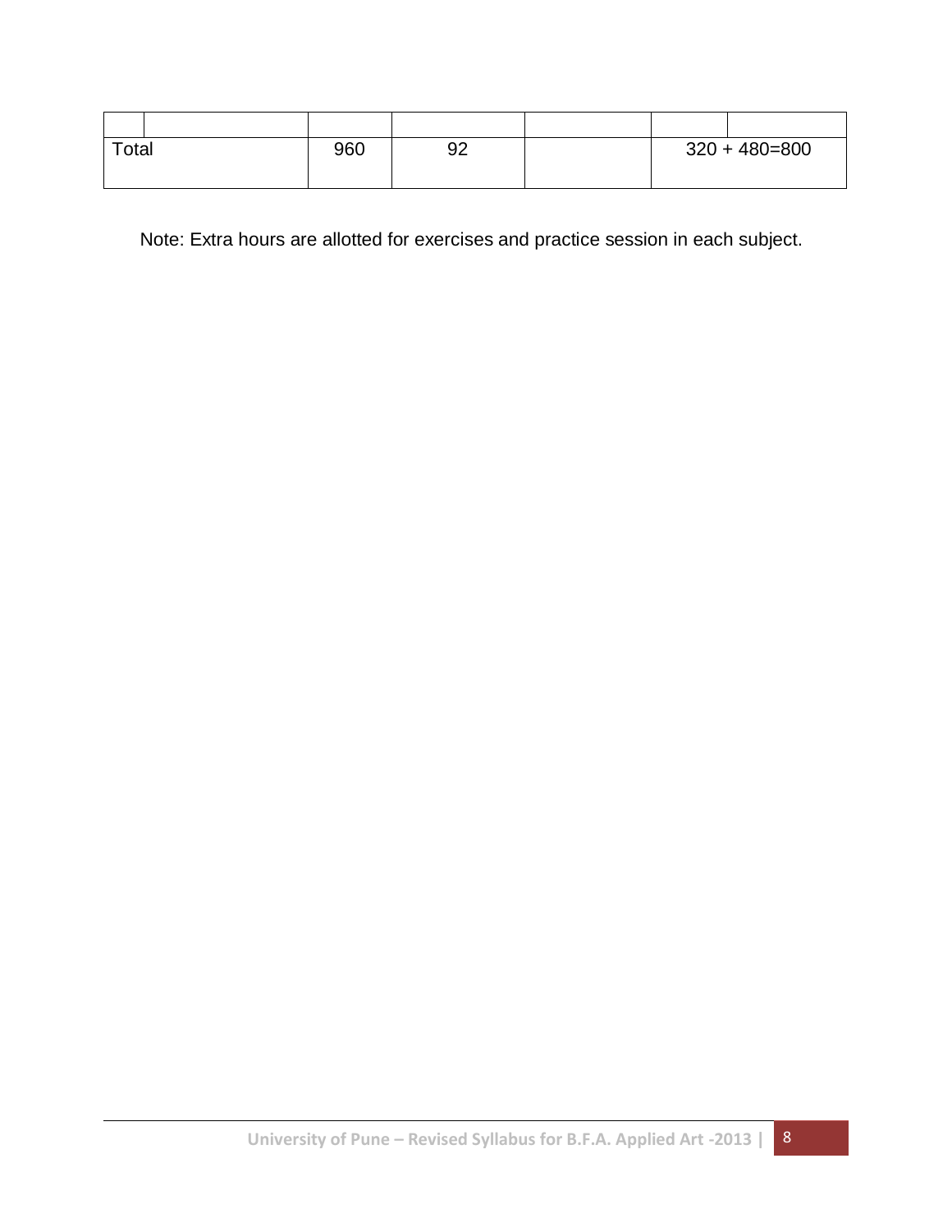| | | | | | | |
|---|---|---|---|---|---|---|
| Total | | 960 | 92 | | 320 + 480=800 | |

Note: Extra hours are allotted for exercises and practice session in each subject.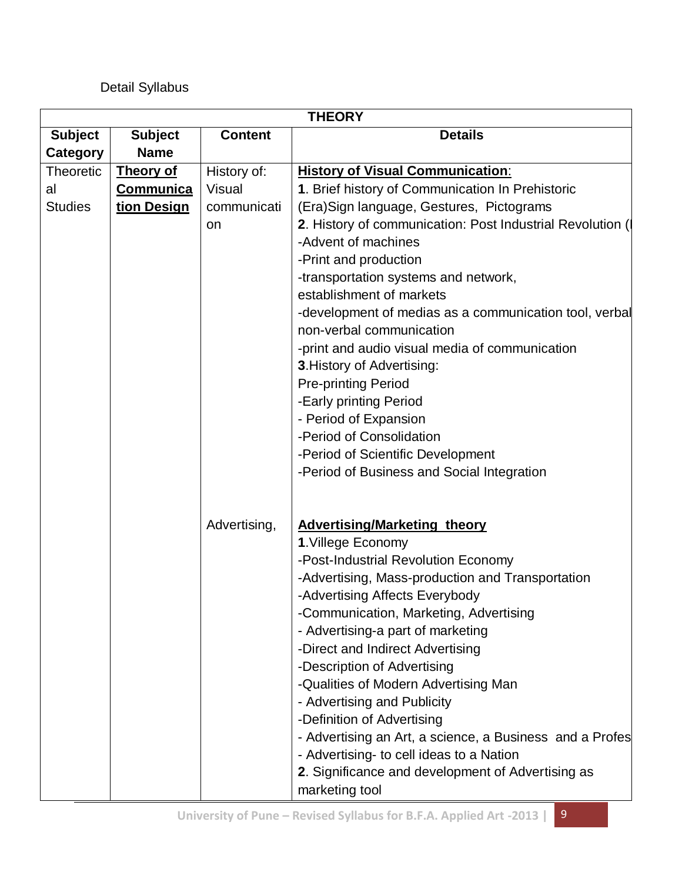Detail Syllabus

| THEORY | | | |
|---|---|---|---|
| **Subject Category** | **Subject Name** | **Content** | **Details** |
| Theoretical Studies | **Theory of Communication Design** | History of: Visual communication | **History of Visual Communication**:<br>**1**. Brief history of Communication In Prehistoric (Era)Sign language, Gestures, Pictograms<br>**2**. History of communication: Post Industrial Revolution (I<br>-Advent of machines<br>-Print and production<br>-transportation systems and network, establishment of markets<br>-development of medias as a communication tool, verbal non-verbal communication<br>-print and audio visual media of communication<br>**3**.History of Advertising:<br>Pre-printing Period<br>-Early printing Period<br>- Period of Expansion<br>-Period of Consolidation<br>-Period of Scientific Development<br>-Period of Business and Social Integration |
| | | Advertising, | **Advertising/Marketing theory**<br>**1**.Villege Economy<br>-Post-Industrial Revolution Economy<br>-Advertising, Mass-production and Transportation<br>-Advertising Affects Everybody<br>-Communication, Marketing, Advertising<br>- Advertising-a part of marketing<br>-Direct and Indirect Advertising<br>-Description of Advertising<br>-Qualities of Modern Advertising Man<br>- Advertising and Publicity<br>-Definition of Advertising<br>- Advertising an Art, a science, a Business and a Profes<br>- Advertising- to cell ideas to a Nation<br>**2**. Significance and development of Advertising as marketing tool |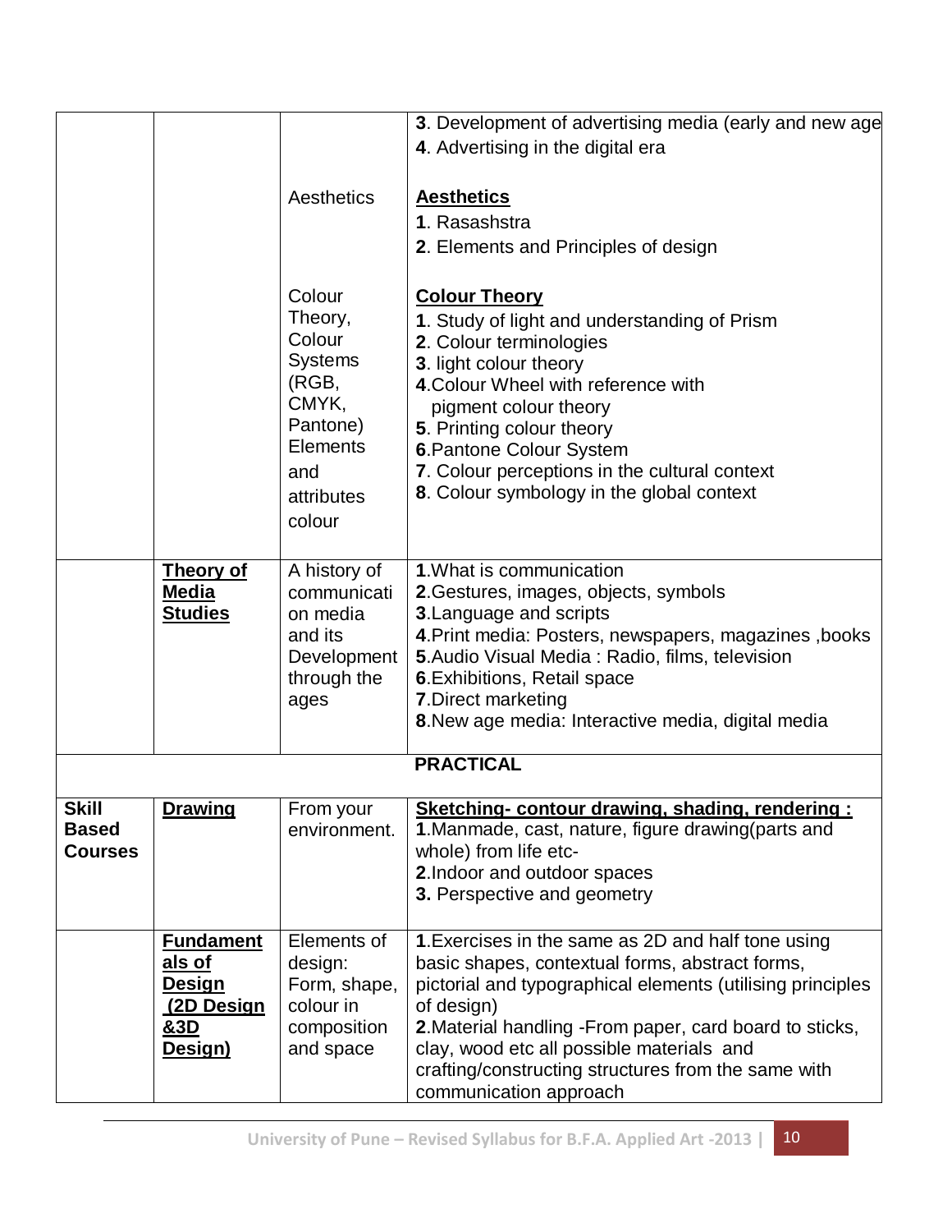| | | | |
|---|---|---|---|
| | | | **3**. Development of advertising media (early and new age<br>**4**. Advertising in the digital era |
| | | Aesthetics | **Aesthetics**<br>**1**. Rasashstra<br>**2**. Elements and Principles of design |
| | | Colour Theory, Colour Systems (RGB, CMYK, Pantone) Elements and attributes colour | **Colour Theory**<br>**1**. Study of light and understanding of Prism<br>**2**. Colour terminologies<br>**3**. light colour theory<br>**4**.Colour Wheel with reference with pigment colour theory<br>**5**. Printing colour theory<br>**6**.Pantone Colour System<br>**7**. Colour perceptions in the cultural context<br>**8**. Colour symbology in the global context |
| | **Theory of Media Studies** | A history of communication media and its Development through the ages | **1**.What is communication<br>**2**.Gestures, images, objects, symbols<br>**3**.Language and scripts<br>**4**.Print media: Posters, newspapers, magazines ,books<br>**5**.Audio Visual Media : Radio, films, television<br>**6**.Exhibitions, Retail space<br>**7**.Direct marketing<br>**8**.New age media: Interactive media, digital media |
| **PRACTICAL** | | | |
| **Skill Based Courses** | **Drawing** | From your environment. | **Sketching- contour drawing, shading, rendering :**<br>**1**.Manmade, cast, nature, figure drawing(parts and whole) from life etc-<br>**2**.Indoor and outdoor spaces<br>**3.** Perspective and geometry |
| | **Fundamentals of Design (2D Design &3D Design)** | Elements of design: Form, shape, colour in composition and space | **1**.Exercises in the same as 2D and half tone using basic shapes, contextual forms, abstract forms, pictorial and typographical elements (utilising principles of design)<br>**2**.Material handling -From paper, card board to sticks, clay, wood etc all possible materials and crafting/constructing structures from the same with communication approach |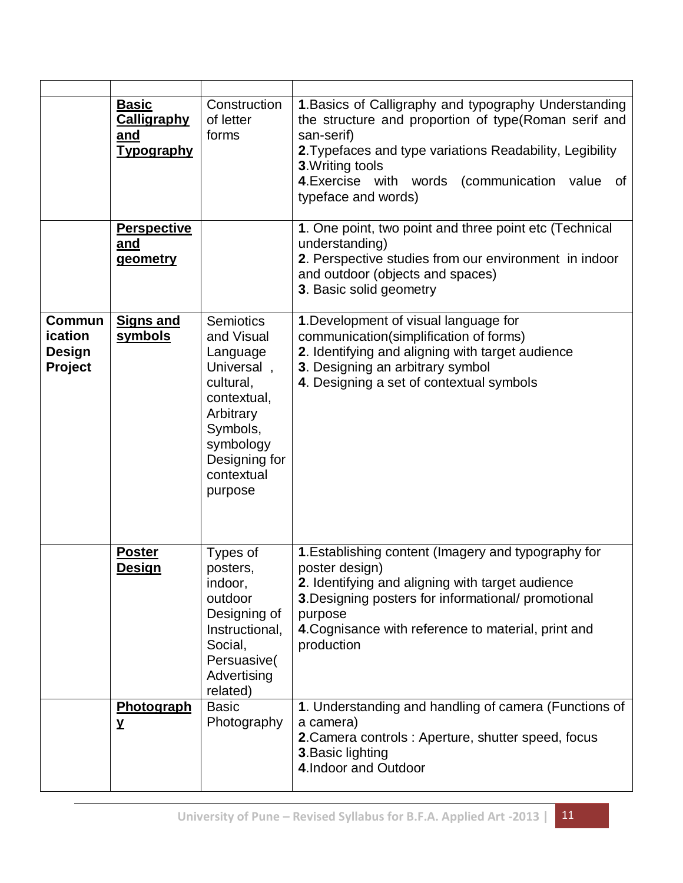| | | | |
|---|---|---|---|
| | **Basic Calligraphy and Typography** | Construction of letter forms | **1**.Basics of Calligraphy and typography Understanding the structure and proportion of type(Roman serif and san-serif)<br>**2**.Typefaces and type variations Readability, Legibility<br>**3**.Writing tools<br>**4**.Exercise with words (communication value of typeface and words) |
| | **Perspective and geometry** | | **1**. One point, two point and three point etc (Technical understanding)<br>**2**. Perspective studies from our environment in indoor and outdoor (objects and spaces)<br>**3**. Basic solid geometry |
| **Communication Design Project** | **Signs and symbols** | Semiotics and Visual Language Universal , cultural, contextual, Arbitrary Symbols, symbology Designing for contextual purpose | **1**.Development of visual language for communication(simplification of forms)<br>**2**. Identifying and aligning with target audience<br>**3**. Designing an arbitrary symbol<br>**4**. Designing a set of contextual symbols |
| | **Poster Design** | Types of posters, indoor, outdoor Designing of Instructional, Social, Persuasive( Advertising related) | **1**.Establishing content (Imagery and typography for poster design)<br>**2**. Identifying and aligning with target audience<br>**3**.Designing posters for informational/ promotional purpose<br>**4**.Cognisance with reference to material, print and production |
| | **Photography** | Basic Photography | **1**. Understanding and handling of camera (Functions of a camera)<br>**2**.Camera controls : Aperture, shutter speed, focus<br>**3**.Basic lighting<br>**4**.Indoor and Outdoor |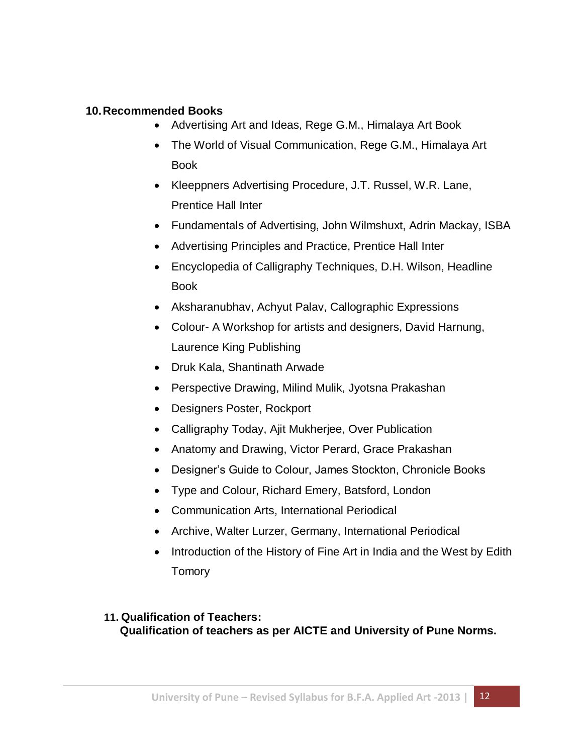## 10. Recommended Books

- Advertising Art and Ideas, Rege G.M., Himalaya Art Book
- The World of Visual Communication, Rege G.M., Himalaya Art Book
- Kleeppners Advertising Procedure, J.T. Russel, W.R. Lane, Prentice Hall Inter
- Fundamentals of Advertising, John Wilmshuxt, Adrin Mackay, ISBA
- Advertising Principles and Practice, Prentice Hall Inter
- Encyclopedia of Calligraphy Techniques, D.H. Wilson, Headline Book
- Aksharanubhav, Achyut Palav, Callographic Expressions
- Colour- A Workshop for artists and designers, David Harnung, Laurence King Publishing
- Druk Kala, Shantinath Arwade
- Perspective Drawing, Milind Mulik, Jyotsna Prakashan
- Designers Poster, Rockport
- Calligraphy Today, Ajit Mukherjee, Over Publication
- Anatomy and Drawing, Victor Perard, Grace Prakashan
- Designer's Guide to Colour, James Stockton, Chronicle Books
- Type and Colour, Richard Emery, Batsford, London
- Communication Arts, International Periodical
- Archive, Walter Lurzer, Germany, International Periodical
- Introduction of the History of Fine Art in India and the West by Edith Tomory

## 11. Qualification of Teachers:

**Qualification of teachers as per AICTE and University of Pune Norms.**